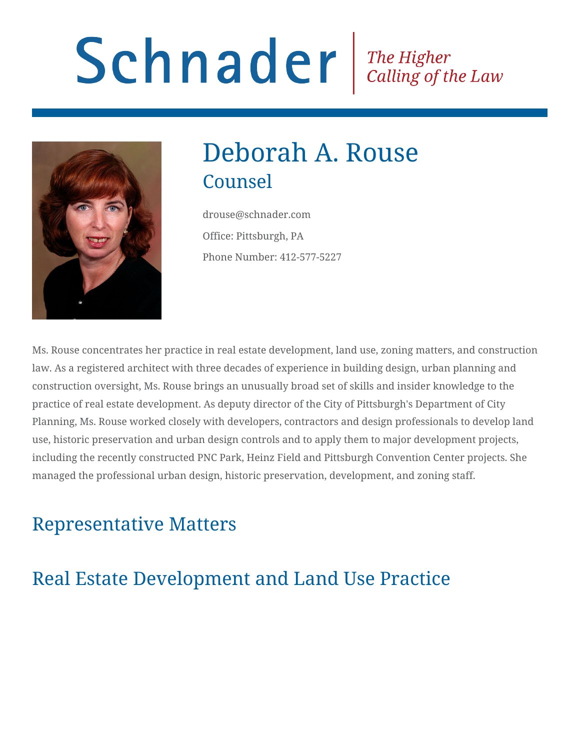Schnader | *The Higher Calling of the Law*

# Deborah A. Rouse

## Counsel

drouse@schnader.com

Office: Pittsburgh, PA

Phone Number: 412-577-5227

Ms. Rouse concentrates her practice in real estate development, land use, zoning matters, and construction law. As a registered architect with three decades of experience in building design, urban planning and construction oversight, Ms. Rouse brings an unusually broad set of skills and insider knowledge to the practice of real estate development. As deputy director of the City of Pittsburgh's Department of City Planning, Ms. Rouse worked closely with developers, contractors and design professionals to develop land use, historic preservation and urban design controls and to apply them to major development projects, including the recently constructed PNC Park, Heinz Field and Pittsburgh Convention Center projects. She managed the professional urban design, historic preservation, development, and zoning staff.

## Representative Matters

## Real Estate Development and Land Use Practice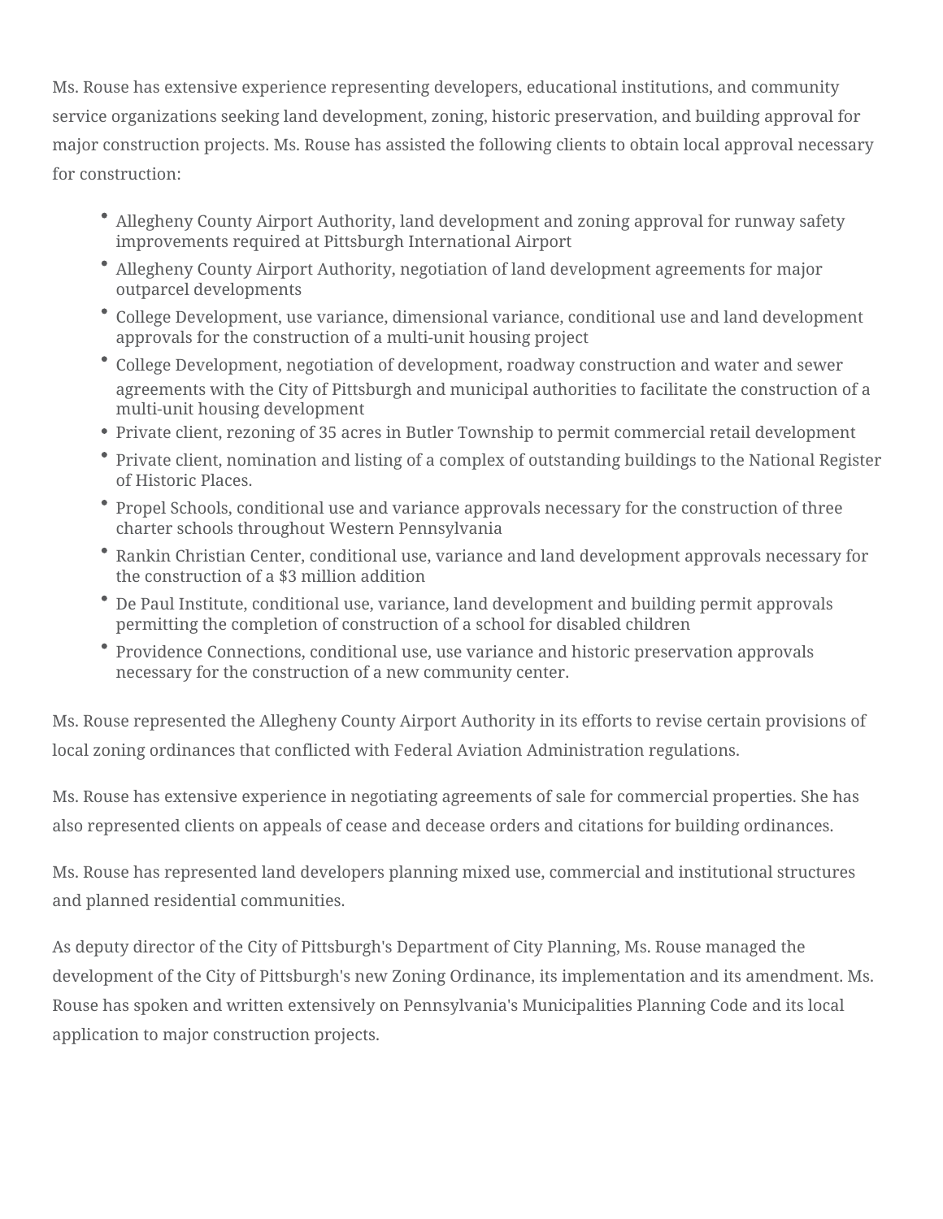Ms. Rouse has extensive experience representing developers, educational institutions, and community service organizations seeking land development, zoning, historic preservation, and building approval for major construction projects. Ms. Rouse has assisted the following clients to obtain local approval necessary for construction:

- Allegheny County Airport Authority, land development and zoning approval for runway safety improvements required at Pittsburgh International Airport
- Allegheny County Airport Authority, negotiation of land development agreements for major outparcel developments
- College Development, use variance, dimensional variance, conditional use and land development approvals for the construction of a multi-unit housing project
- College Development, negotiation of development, roadway construction and water and sewer agreements with the City of Pittsburgh and municipal authorities to facilitate the construction of a multi-unit housing development
- Private client, rezoning of 35 acres in Butler Township to permit commercial retail development
- Private client, nomination and listing of a complex of outstanding buildings to the National Register of Historic Places.
- Propel Schools, conditional use and variance approvals necessary for the construction of three charter schools throughout Western Pennsylvania
- Rankin Christian Center, conditional use, variance and land development approvals necessary for the construction of a $3 million addition
- De Paul Institute, conditional use, variance, land development and building permit approvals permitting the completion of construction of a school for disabled children
- Providence Connections, conditional use, use variance and historic preservation approvals necessary for the construction of a new community center.

Ms. Rouse represented the Allegheny County Airport Authority in its efforts to revise certain provisions of local zoning ordinances that conflicted with Federal Aviation Administration regulations.

Ms. Rouse has extensive experience in negotiating agreements of sale for commercial properties. She has also represented clients on appeals of cease and decease orders and citations for building ordinances.

Ms. Rouse has represented land developers planning mixed use, commercial and institutional structures and planned residential communities.

As deputy director of the City of Pittsburgh's Department of City Planning, Ms. Rouse managed the development of the City of Pittsburgh's new Zoning Ordinance, its implementation and its amendment. Ms. Rouse has spoken and written extensively on Pennsylvania's Municipalities Planning Code and its local application to major construction projects.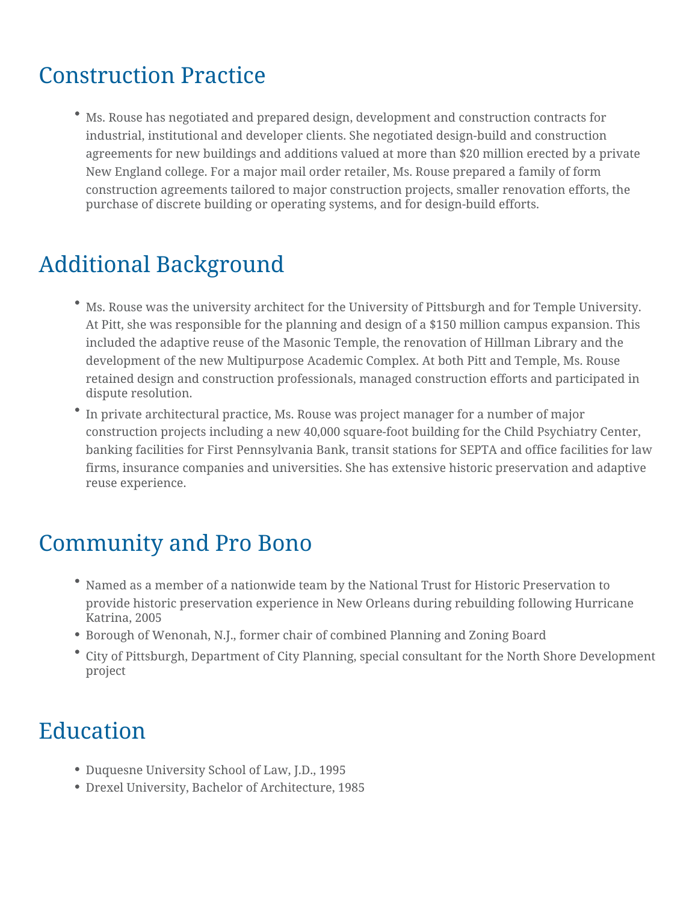## Construction Practice

- Ms. Rouse has negotiated and prepared design, development and construction contracts for industrial, institutional and developer clients. She negotiated design-build and construction agreements for new buildings and additions valued at more than $20 million erected by a private New England college. For a major mail order retailer, Ms. Rouse prepared a family of form construction agreements tailored to major construction projects, smaller renovation efforts, the purchase of discrete building or operating systems, and for design-build efforts.

## Additional Background

- Ms. Rouse was the university architect for the University of Pittsburgh and for Temple University. At Pitt, she was responsible for the planning and design of a $150 million campus expansion. This included the adaptive reuse of the Masonic Temple, the renovation of Hillman Library and the development of the new Multipurpose Academic Complex. At both Pitt and Temple, Ms. Rouse retained design and construction professionals, managed construction efforts and participated in dispute resolution.
- In private architectural practice, Ms. Rouse was project manager for a number of major construction projects including a new 40,000 square-foot building for the Child Psychiatry Center, banking facilities for First Pennsylvania Bank, transit stations for SEPTA and office facilities for law firms, insurance companies and universities. She has extensive historic preservation and adaptive reuse experience.

## Community and Pro Bono

- Named as a member of a nationwide team by the National Trust for Historic Preservation to provide historic preservation experience in New Orleans during rebuilding following Hurricane Katrina, 2005
- Borough of Wenonah, N.J., former chair of combined Planning and Zoning Board
- City of Pittsburgh, Department of City Planning, special consultant for the North Shore Development project

## Education

- Duquesne University School of Law, J.D., 1995
- Drexel University, Bachelor of Architecture, 1985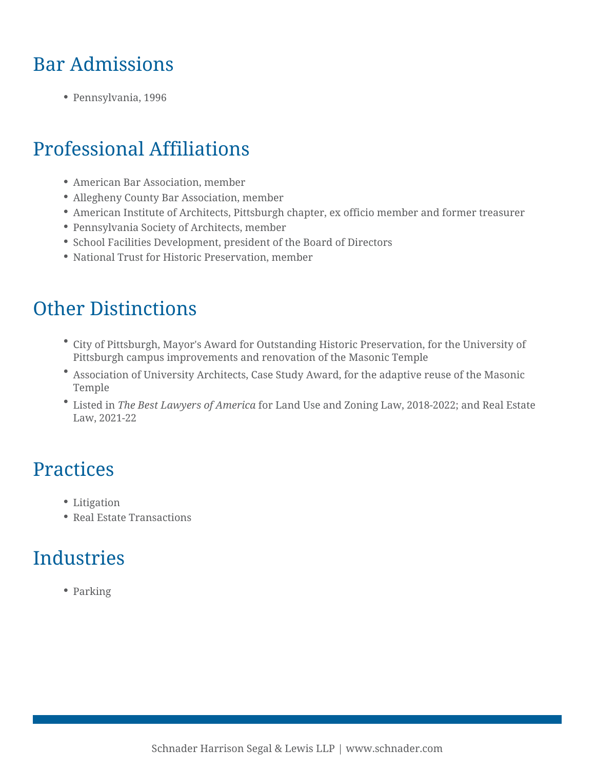## Bar Admissions

- Pennsylvania, 1996

## Professional Affiliations

- American Bar Association, member
- Allegheny County Bar Association, member
- American Institute of Architects, Pittsburgh chapter, ex officio member and former treasurer
- Pennsylvania Society of Architects, member
- School Facilities Development, president of the Board of Directors
- National Trust for Historic Preservation, member

## Other Distinctions

- City of Pittsburgh, Mayor's Award for Outstanding Historic Preservation, for the University of Pittsburgh campus improvements and renovation of the Masonic Temple
- Association of University Architects, Case Study Award, for the adaptive reuse of the Masonic Temple
- Listed in *The Best Lawyers of America* for Land Use and Zoning Law, 2018-2022; and Real Estate Law, 2021-22

## Practices

- Litigation
- Real Estate Transactions

## Industries

- Parking